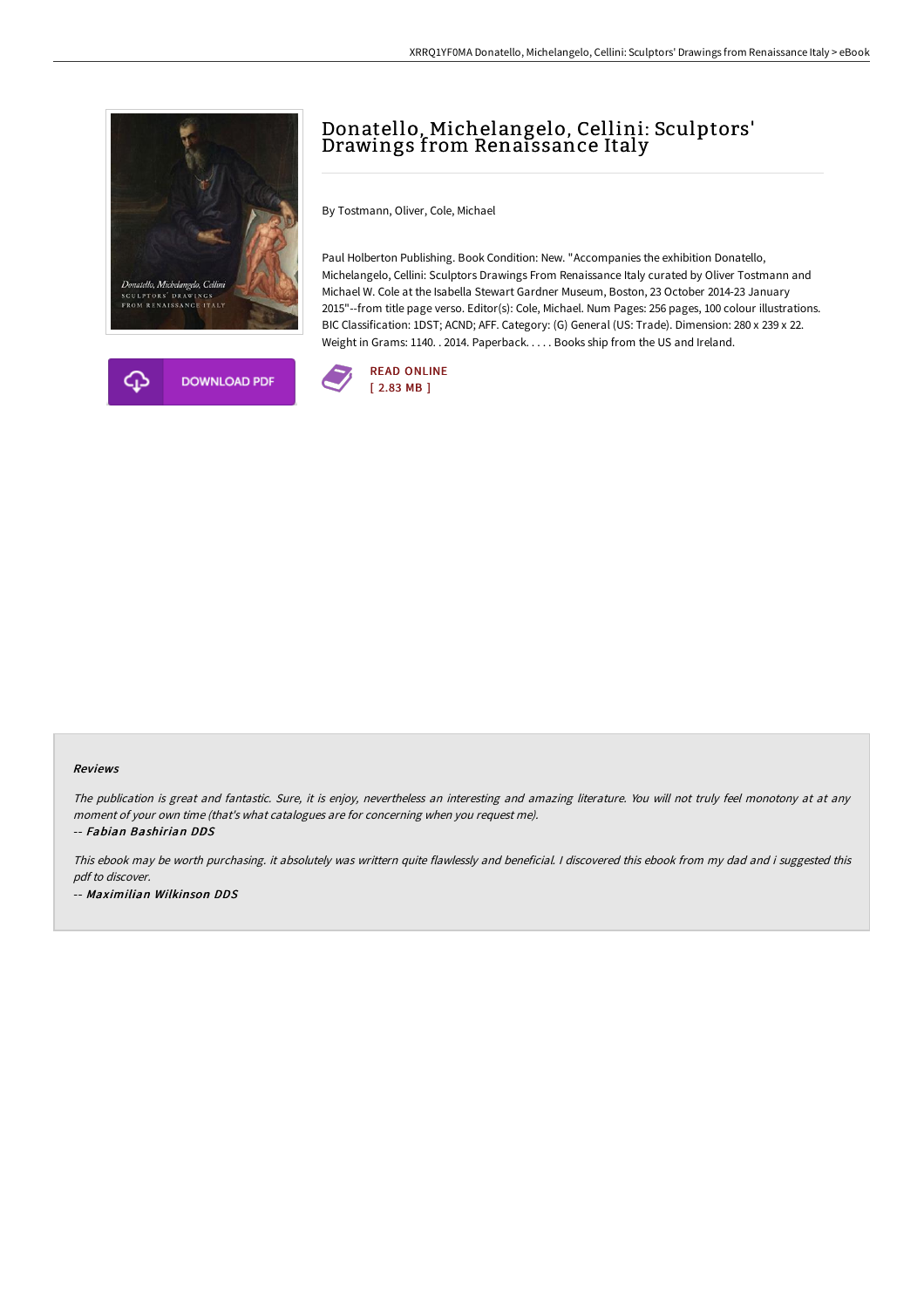# Donatello, Michelangelo, Cellini: Sculptors' Drawings from Renaissance Italy

By Tostmann, Oliver, Cole, Michael

Paul Holberton Publishing. Book Condition: New. "Accompanies the exhibition Donatello, Michelangelo, Cellini: Sculptors Drawings From Renaissance Italy curated by Oliver Tostmann and Michael W. Cole at the Isabella Stewart Gardner Museum, Boston, 23 October 2014-23 January 2015"--from title page verso. Editor(s): Cole, Michael. Num Pages: 256 pages, 100 colour illustrations. BIC Classification: 1DST; ACND; AFF. Category: (G) General (US: Trade). Dimension: 280 x 239 x 22. Weight in Grams: 1140. . 2014. Paperback. . . . . Books ship from the US and Ireland.

DOWNLOAD PDF

READ ONLINE
[ 2.83 MB ]

#### Reviews

*The publication is great and fantastic. Sure, it is enjoy, nevertheless an interesting and amazing literature. You will not truly feel monotony at at any moment of your own time (that's what catalogues are for concerning when you request me).*

*-- Fabian Bashirian DDS*

*This ebook may be worth purchasing. it absolutely was writtern quite flawlessly and beneficial. I discovered this ebook from my dad and i suggested this pdf to discover.*

*-- Maximilian Wilkinson DDS*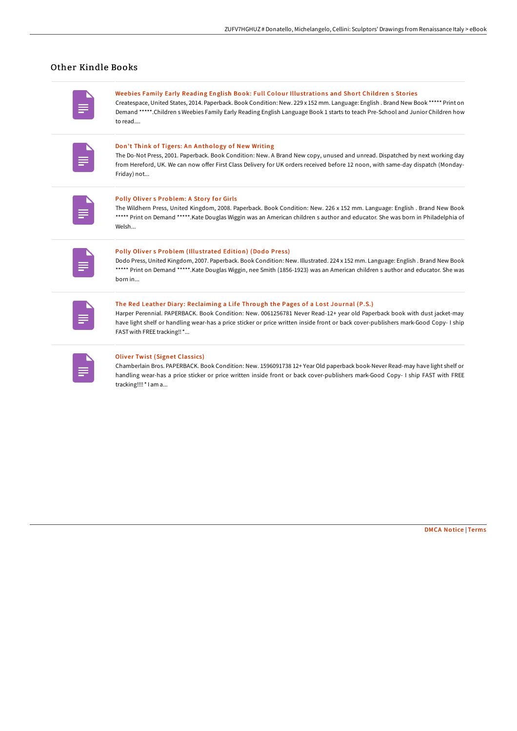## Other Kindle Books

### Weebies Family Early Reading English Book: Full Colour Illustrations and Short Children s Stories

Createspace, United States, 2014. Paperback. Book Condition: New. 229 x 152 mm. Language: English . Brand New Book ***** Print on Demand *****.Children s Weebies Family Early Reading English Language Book 1 starts to teach Pre-School and Junior Children how to read....

### Don't Think of Tigers: An Anthology of New Writing

The Do-Not Press, 2001. Paperback. Book Condition: New. A Brand New copy, unused and unread. Dispatched by next working day from Hereford, UK. We can now offer First Class Delivery for UK orders received before 12 noon, with same-day dispatch (Monday-Friday) not...

### Polly Oliver s Problem: A Story for Girls

The Wildhern Press, United Kingdom, 2008. Paperback. Book Condition: New. 226 x 152 mm. Language: English . Brand New Book ***** Print on Demand *****.Kate Douglas Wiggin was an American children s author and educator. She was born in Philadelphia of Welsh...

### Polly Oliver s Problem (Illustrated Edition) (Dodo Press)

Dodo Press, United Kingdom, 2007. Paperback. Book Condition: New. Illustrated. 224 x 152 mm. Language: English . Brand New Book ***** Print on Demand *****.Kate Douglas Wiggin, nee Smith (1856-1923) was an American children s author and educator. She was born in...

### The Red Leather Diary: Reclaiming a Life Through the Pages of a Lost Journal (P.S.)

Harper Perennial. PAPERBACK. Book Condition: New. 0061256781 Never Read-12+ year old Paperback book with dust jacket-may have light shelf or handling wear-has a price sticker or price written inside front or back cover-publishers mark-Good Copy- I ship FAST with FREE tracking!! *...

### Oliver Twist (Signet Classics)

Chamberlain Bros. PAPERBACK. Book Condition: New. 1596091738 12+ Year Old paperback book-Never Read-may have light shelf or handling wear-has a price sticker or price written inside front or back cover-publishers mark-Good Copy- I ship FAST with FREE tracking!!!! * I am a...

DMCA Notice | Terms